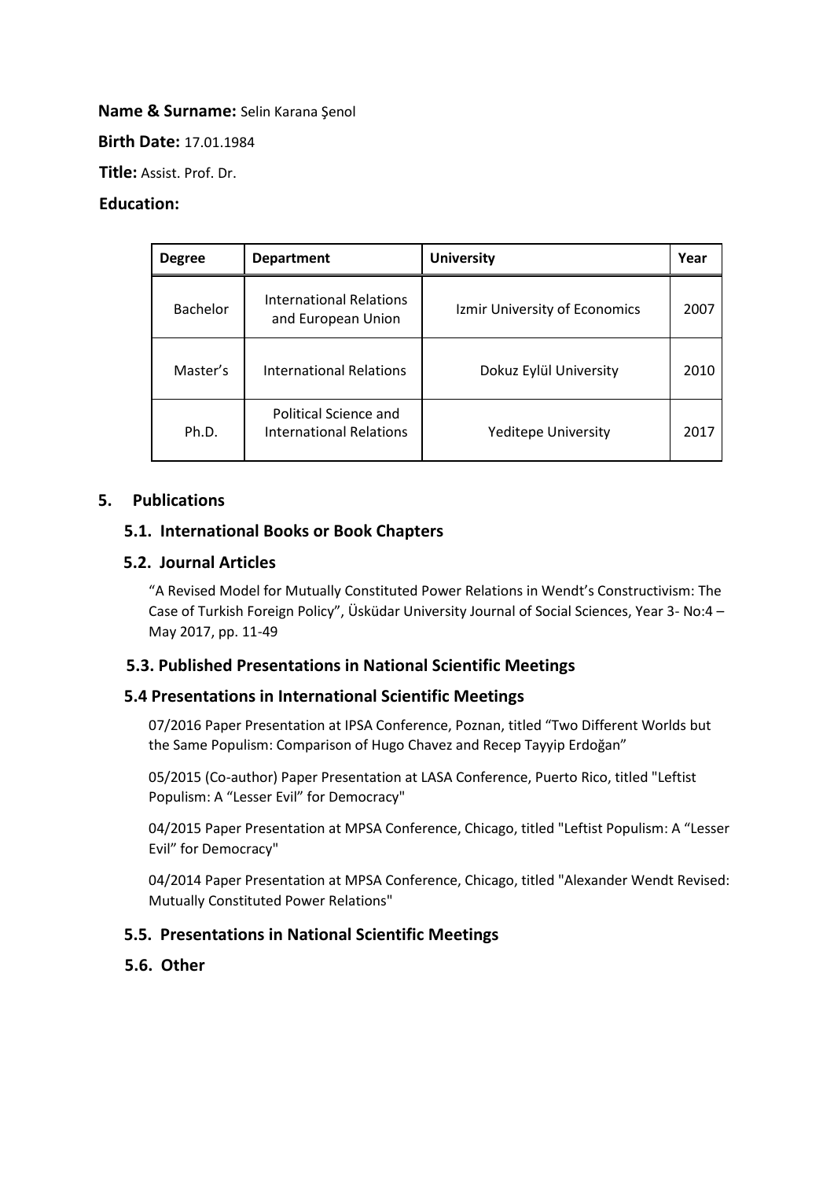**Name & Surname:** Selin Karana Şenol

**Birth Date:** 17.01.1984

**Title:** Assist. Prof. Dr.

**Education:**

| Degree | Department | University | Year |
|---|---|---|---|
| Bachelor | International Relations and European Union | Izmir University of Economics | 2007 |
| Master's | International Relations | Dokuz Eylül University | 2010 |
| Ph.D. | Political Science and International Relations | Yeditepe University | 2017 |

## 5. Publications

### 5.1. International Books or Book Chapters

### 5.2. Journal Articles

"A Revised Model for Mutually Constituted Power Relations in Wendt's Constructivism: The Case of Turkish Foreign Policy", Üsküdar University Journal of Social Sciences, Year 3- No:4 – May 2017, pp. 11-49

### 5.3. Published Presentations in National Scientific Meetings

### 5.4 Presentations in International Scientific Meetings

07/2016 Paper Presentation at IPSA Conference, Poznan, titled "Two Different Worlds but the Same Populism: Comparison of Hugo Chavez and Recep Tayyip Erdoğan"

05/2015 (Co-author) Paper Presentation at LASA Conference, Puerto Rico, titled "Leftist Populism: A "Lesser Evil" for Democracy"

04/2015 Paper Presentation at MPSA Conference, Chicago, titled "Leftist Populism: A "Lesser Evil" for Democracy"

04/2014 Paper Presentation at MPSA Conference, Chicago, titled "Alexander Wendt Revised: Mutually Constituted Power Relations"

### 5.5. Presentations in National Scientific Meetings

### 5.6. Other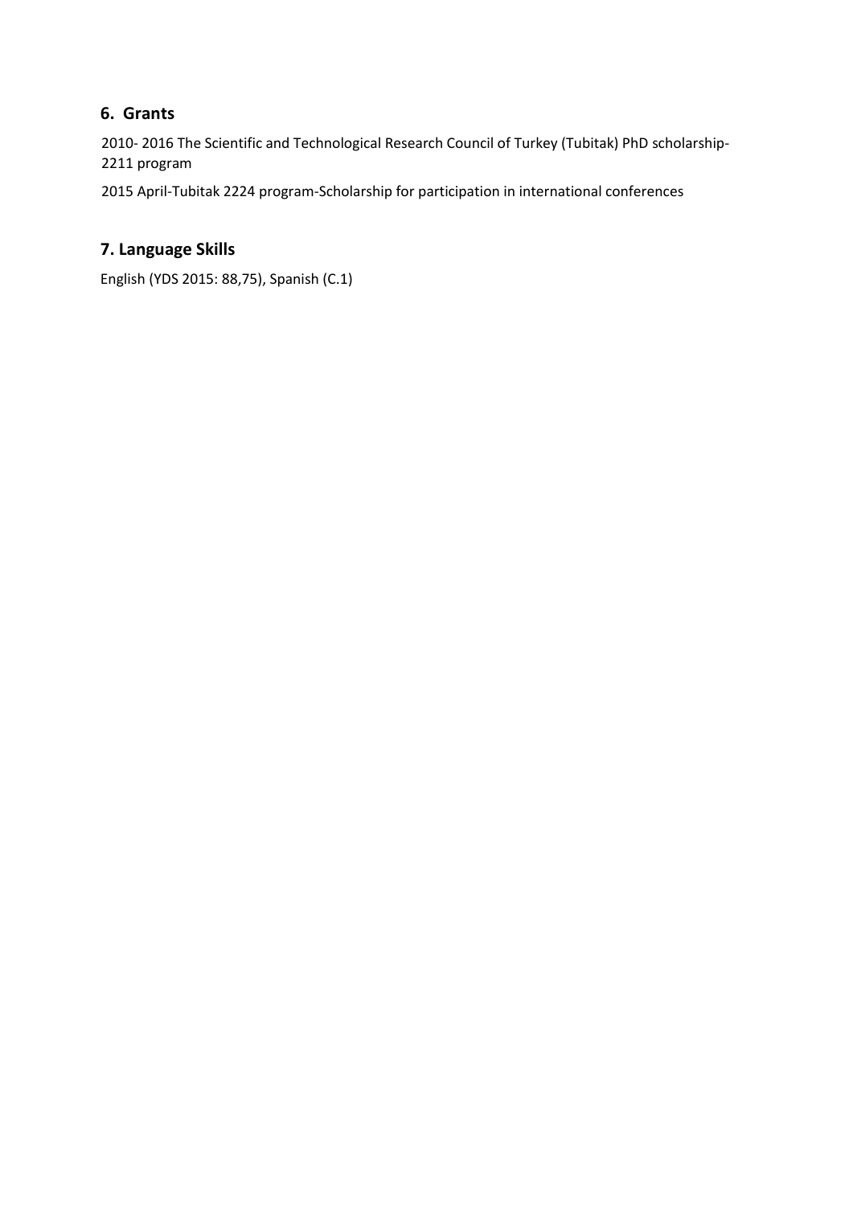## 6. Grants

2010- 2016 The Scientific and Technological Research Council of Turkey (Tubitak) PhD scholarship-2211 program

2015 April-Tubitak 2224 program-Scholarship for participation in international conferences

## 7. Language Skills

English (YDS 2015: 88,75), Spanish (C.1)